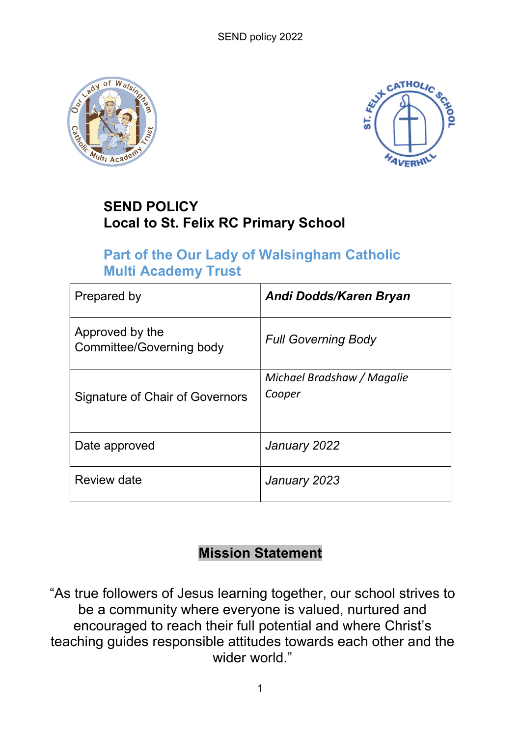# SEND POLICY
# Local to St. Felix RC Primary School

## Part of the Our Lady of Walsingham Catholic Multi Academy Trust

| Prepared by | ***Andi Dodds/Karen Bryan*** |
|---|---|
| Approved by the Committee/Governing body | *Full Governing Body* |
| Signature of Chair of Governors | *Michael Bradshaw / Magalie Cooper* |
| Date approved | *January 2022* |
| Review date | *January 2023* |

## Mission Statement

"As true followers of Jesus learning together, our school strives to be a community where everyone is valued, nurtured and encouraged to reach their full potential and where Christ's teaching guides responsible attitudes towards each other and the wider world."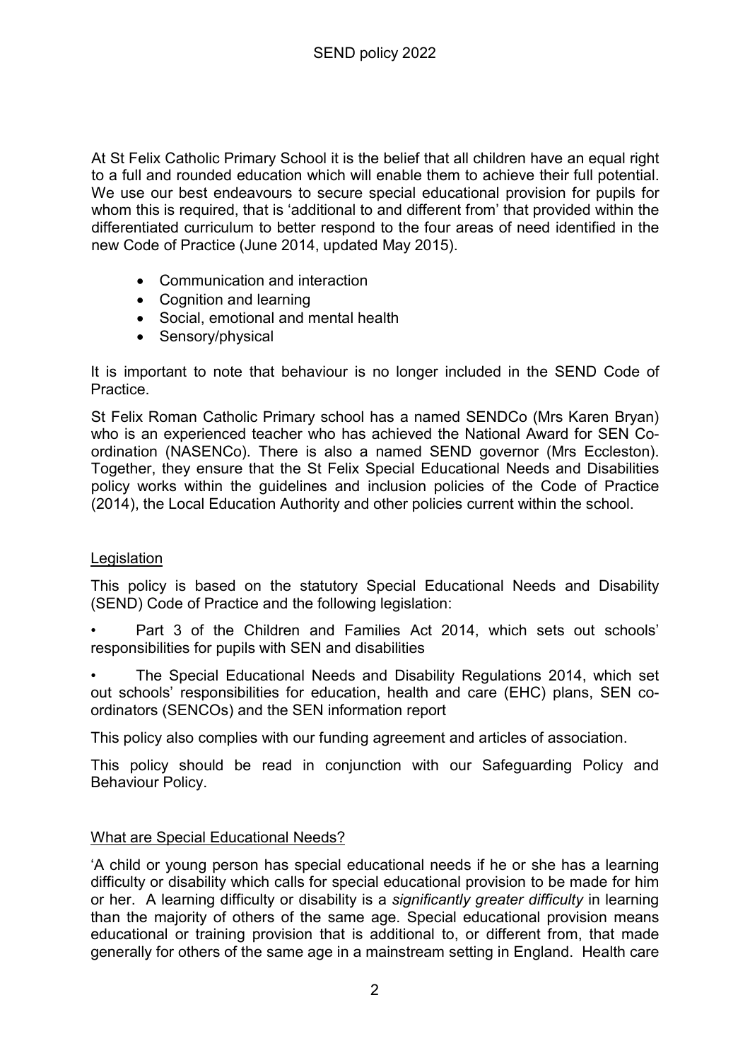At St Felix Catholic Primary School it is the belief that all children have an equal right to a full and rounded education which will enable them to achieve their full potential. We use our best endeavours to secure special educational provision for pupils for whom this is required, that is 'additional to and different from' that provided within the differentiated curriculum to better respond to the four areas of need identified in the new Code of Practice (June 2014, updated May 2015).

- Communication and interaction
- Cognition and learning
- Social, emotional and mental health
- Sensory/physical

It is important to note that behaviour is no longer included in the SEND Code of Practice.

St Felix Roman Catholic Primary school has a named SENDCo (Mrs Karen Bryan) who is an experienced teacher who has achieved the National Award for SEN Co-ordination (NASENCo). There is also a named SEND governor (Mrs Eccleston). Together, they ensure that the St Felix Special Educational Needs and Disabilities policy works within the guidelines and inclusion policies of the Code of Practice (2014), the Local Education Authority and other policies current within the school.

## Legislation

This policy is based on the statutory Special Educational Needs and Disability (SEND) Code of Practice and the following legislation:

- Part 3 of the Children and Families Act 2014, which sets out schools' responsibilities for pupils with SEN and disabilities
- The Special Educational Needs and Disability Regulations 2014, which set out schools' responsibilities for education, health and care (EHC) plans, SEN co-ordinators (SENCOs) and the SEN information report

This policy also complies with our funding agreement and articles of association.

This policy should be read in conjunction with our Safeguarding Policy and Behaviour Policy.

## What are Special Educational Needs?

'A child or young person has special educational needs if he or she has a learning difficulty or disability which calls for special educational provision to be made for him or her. A learning difficulty or disability is a *significantly greater difficulty* in learning than the majority of others of the same age. Special educational provision means educational or training provision that is additional to, or different from, that made generally for others of the same age in a mainstream setting in England. Health care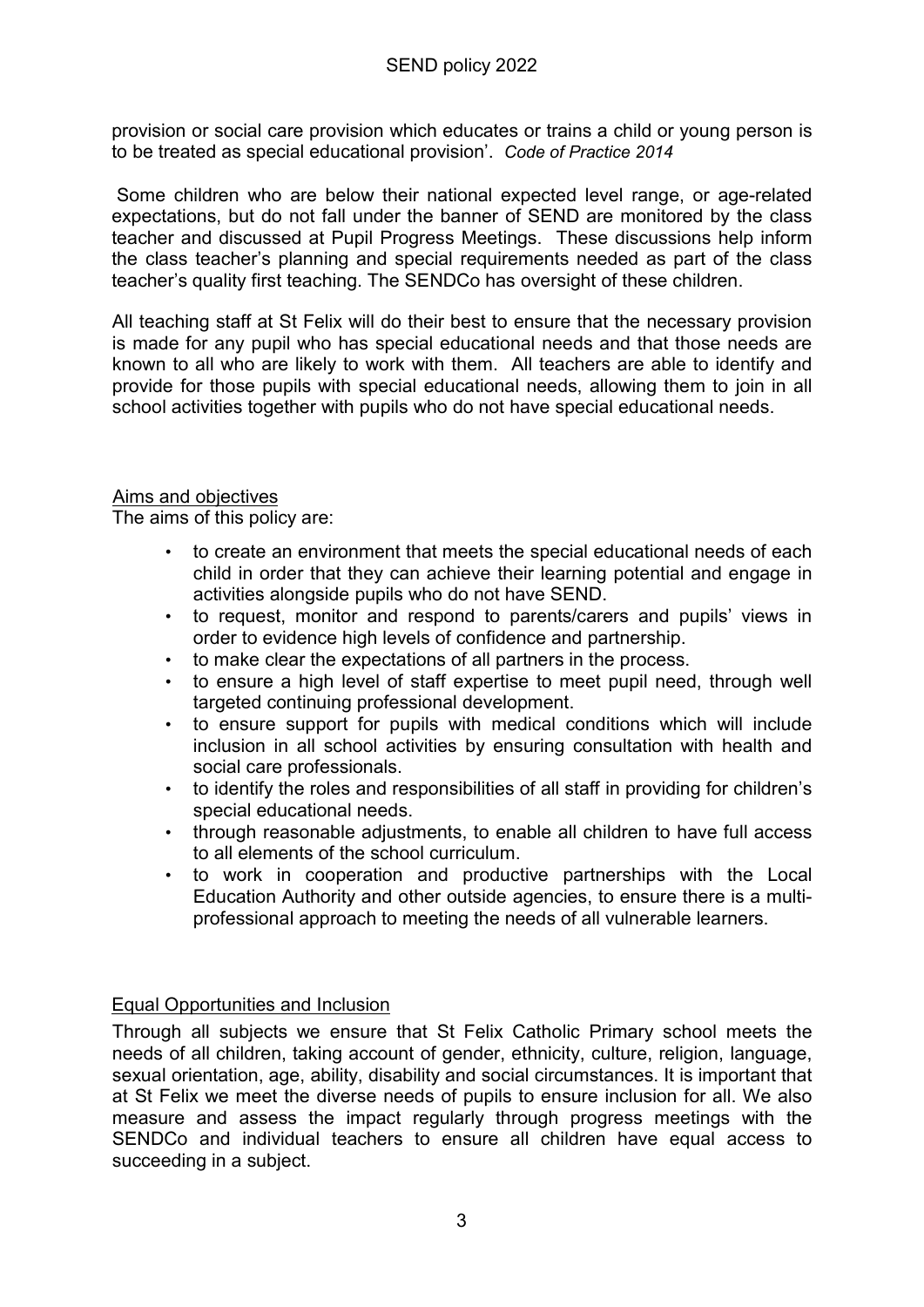provision or social care provision which educates or trains a child or young person is to be treated as special educational provision'. *Code of Practice 2014*

Some children who are below their national expected level range, or age-related expectations, but do not fall under the banner of SEND are monitored by the class teacher and discussed at Pupil Progress Meetings. These discussions help inform the class teacher's planning and special requirements needed as part of the class teacher's quality first teaching. The SENDCo has oversight of these children.

All teaching staff at St Felix will do their best to ensure that the necessary provision is made for any pupil who has special educational needs and that those needs are known to all who are likely to work with them. All teachers are able to identify and provide for those pupils with special educational needs, allowing them to join in all school activities together with pupils who do not have special educational needs.

## Aims and objectives

The aims of this policy are:

- to create an environment that meets the special educational needs of each child in order that they can achieve their learning potential and engage in activities alongside pupils who do not have SEND.
- to request, monitor and respond to parents/carers and pupils' views in order to evidence high levels of confidence and partnership.
- to make clear the expectations of all partners in the process.
- to ensure a high level of staff expertise to meet pupil need, through well targeted continuing professional development.
- to ensure support for pupils with medical conditions which will include inclusion in all school activities by ensuring consultation with health and social care professionals.
- to identify the roles and responsibilities of all staff in providing for children's special educational needs.
- through reasonable adjustments, to enable all children to have full access to all elements of the school curriculum.
- to work in cooperation and productive partnerships with the Local Education Authority and other outside agencies, to ensure there is a multi-professional approach to meeting the needs of all vulnerable learners.

## Equal Opportunities and Inclusion

Through all subjects we ensure that St Felix Catholic Primary school meets the needs of all children, taking account of gender, ethnicity, culture, religion, language, sexual orientation, age, ability, disability and social circumstances. It is important that at St Felix we meet the diverse needs of pupils to ensure inclusion for all. We also measure and assess the impact regularly through progress meetings with the SENDCo and individual teachers to ensure all children have equal access to succeeding in a subject.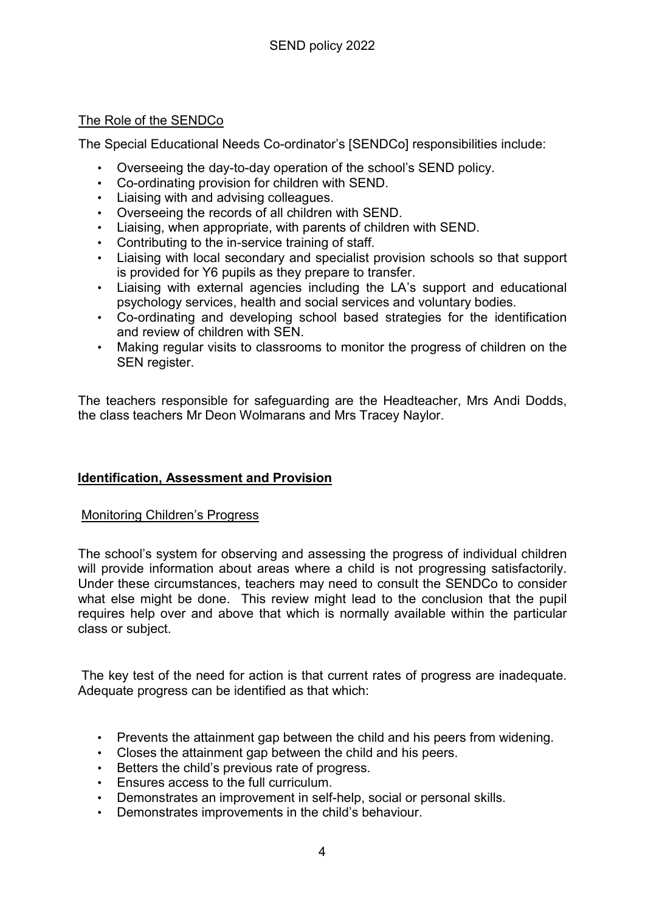## The Role of the SENDCo

The Special Educational Needs Co-ordinator's [SENDCo] responsibilities include:

- Overseeing the day-to-day operation of the school's SEND policy.
- Co-ordinating provision for children with SEND.
- Liaising with and advising colleagues.
- Overseeing the records of all children with SEND.
- Liaising, when appropriate, with parents of children with SEND.
- Contributing to the in-service training of staff.
- Liaising with local secondary and specialist provision schools so that support is provided for Y6 pupils as they prepare to transfer.
- Liaising with external agencies including the LA's support and educational psychology services, health and social services and voluntary bodies.
- Co-ordinating and developing school based strategies for the identification and review of children with SEN.
- Making regular visits to classrooms to monitor the progress of children on the SEN register.

The teachers responsible for safeguarding are the Headteacher, Mrs Andi Dodds, the class teachers Mr Deon Wolmarans and Mrs Tracey Naylor.

# Identification, Assessment and Provision

## Monitoring Children's Progress

The school's system for observing and assessing the progress of individual children will provide information about areas where a child is not progressing satisfactorily. Under these circumstances, teachers may need to consult the SENDCo to consider what else might be done. This review might lead to the conclusion that the pupil requires help over and above that which is normally available within the particular class or subject.

The key test of the need for action is that current rates of progress are inadequate. Adequate progress can be identified as that which:

- Prevents the attainment gap between the child and his peers from widening.
- Closes the attainment gap between the child and his peers.
- Betters the child's previous rate of progress.
- Ensures access to the full curriculum.
- Demonstrates an improvement in self-help, social or personal skills.
- Demonstrates improvements in the child's behaviour.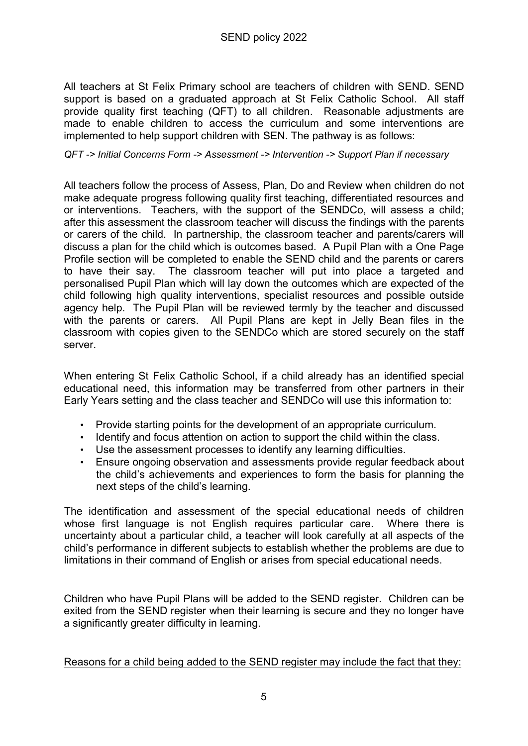All teachers at St Felix Primary school are teachers of children with SEND. SEND support is based on a graduated approach at St Felix Catholic School. All staff provide quality first teaching (QFT) to all children. Reasonable adjustments are made to enable children to access the curriculum and some interventions are implemented to help support children with SEN. The pathway is as follows:

*QFT -> Initial Concerns Form -> Assessment -> Intervention -> Support Plan if necessary*

All teachers follow the process of Assess, Plan, Do and Review when children do not make adequate progress following quality first teaching, differentiated resources and or interventions. Teachers, with the support of the SENDCo, will assess a child; after this assessment the classroom teacher will discuss the findings with the parents or carers of the child. In partnership, the classroom teacher and parents/carers will discuss a plan for the child which is outcomes based. A Pupil Plan with a One Page Profile section will be completed to enable the SEND child and the parents or carers to have their say. The classroom teacher will put into place a targeted and personalised Pupil Plan which will lay down the outcomes which are expected of the child following high quality interventions, specialist resources and possible outside agency help. The Pupil Plan will be reviewed termly by the teacher and discussed with the parents or carers. All Pupil Plans are kept in Jelly Bean files in the classroom with copies given to the SENDCo which are stored securely on the staff server.

When entering St Felix Catholic School, if a child already has an identified special educational need, this information may be transferred from other partners in their Early Years setting and the class teacher and SENDCo will use this information to:

- Provide starting points for the development of an appropriate curriculum.
- Identify and focus attention on action to support the child within the class.
- Use the assessment processes to identify any learning difficulties.
- Ensure ongoing observation and assessments provide regular feedback about the child's achievements and experiences to form the basis for planning the next steps of the child's learning.

The identification and assessment of the special educational needs of children whose first language is not English requires particular care. Where there is uncertainty about a particular child, a teacher will look carefully at all aspects of the child's performance in different subjects to establish whether the problems are due to limitations in their command of English or arises from special educational needs.

Children who have Pupil Plans will be added to the SEND register. Children can be exited from the SEND register when their learning is secure and they no longer have a significantly greater difficulty in learning.

<u>Reasons for a child being added to the SEND register may include the fact that they:</u>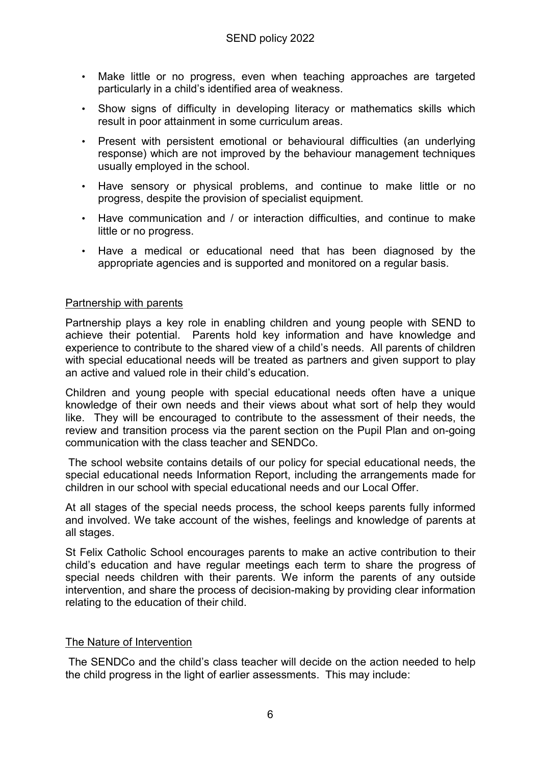- Make little or no progress, even when teaching approaches are targeted particularly in a child's identified area of weakness.
- Show signs of difficulty in developing literacy or mathematics skills which result in poor attainment in some curriculum areas.
- Present with persistent emotional or behavioural difficulties (an underlying response) which are not improved by the behaviour management techniques usually employed in the school.
- Have sensory or physical problems, and continue to make little or no progress, despite the provision of specialist equipment.
- Have communication and / or interaction difficulties, and continue to make little or no progress.
- Have a medical or educational need that has been diagnosed by the appropriate agencies and is supported and monitored on a regular basis.

## Partnership with parents

Partnership plays a key role in enabling children and young people with SEND to achieve their potential. Parents hold key information and have knowledge and experience to contribute to the shared view of a child's needs. All parents of children with special educational needs will be treated as partners and given support to play an active and valued role in their child's education.

Children and young people with special educational needs often have a unique knowledge of their own needs and their views about what sort of help they would like. They will be encouraged to contribute to the assessment of their needs, the review and transition process via the parent section on the Pupil Plan and on-going communication with the class teacher and SENDCo.

The school website contains details of our policy for special educational needs, the special educational needs Information Report, including the arrangements made for children in our school with special educational needs and our Local Offer.

At all stages of the special needs process, the school keeps parents fully informed and involved. We take account of the wishes, feelings and knowledge of parents at all stages.

St Felix Catholic School encourages parents to make an active contribution to their child's education and have regular meetings each term to share the progress of special needs children with their parents. We inform the parents of any outside intervention, and share the process of decision-making by providing clear information relating to the education of their child.

## The Nature of Intervention

The SENDCo and the child's class teacher will decide on the action needed to help the child progress in the light of earlier assessments. This may include: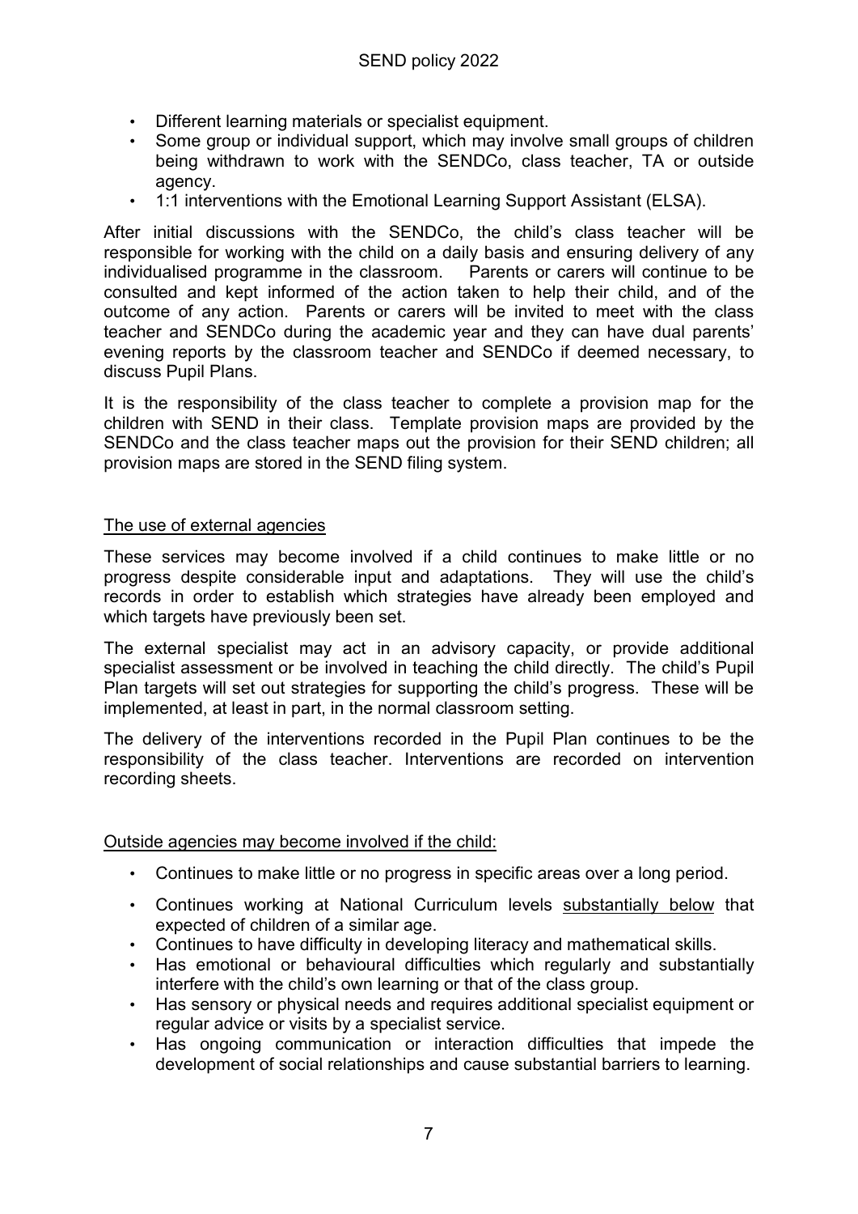- Different learning materials or specialist equipment.
- Some group or individual support, which may involve small groups of children being withdrawn to work with the SENDCo, class teacher, TA or outside agency.
- 1:1 interventions with the Emotional Learning Support Assistant (ELSA).

After initial discussions with the SENDCo, the child's class teacher will be responsible for working with the child on a daily basis and ensuring delivery of any individualised programme in the classroom. Parents or carers will continue to be consulted and kept informed of the action taken to help their child, and of the outcome of any action. Parents or carers will be invited to meet with the class teacher and SENDCo during the academic year and they can have dual parents' evening reports by the classroom teacher and SENDCo if deemed necessary, to discuss Pupil Plans.

It is the responsibility of the class teacher to complete a provision map for the children with SEND in their class. Template provision maps are provided by the SENDCo and the class teacher maps out the provision for their SEND children; all provision maps are stored in the SEND filing system.

<u>The use of external agencies</u>

These services may become involved if a child continues to make little or no progress despite considerable input and adaptations. They will use the child's records in order to establish which strategies have already been employed and which targets have previously been set.

The external specialist may act in an advisory capacity, or provide additional specialist assessment or be involved in teaching the child directly. The child's Pupil Plan targets will set out strategies for supporting the child's progress. These will be implemented, at least in part, in the normal classroom setting.

The delivery of the interventions recorded in the Pupil Plan continues to be the responsibility of the class teacher. Interventions are recorded on intervention recording sheets.

<u>Outside agencies may become involved if the child:</u>

- Continues to make little or no progress in specific areas over a long period.
- Continues working at National Curriculum levels <u>substantially below</u> that expected of children of a similar age.
- Continues to have difficulty in developing literacy and mathematical skills.
- Has emotional or behavioural difficulties which regularly and substantially interfere with the child's own learning or that of the class group.
- Has sensory or physical needs and requires additional specialist equipment or regular advice or visits by a specialist service.
- Has ongoing communication or interaction difficulties that impede the development of social relationships and cause substantial barriers to learning.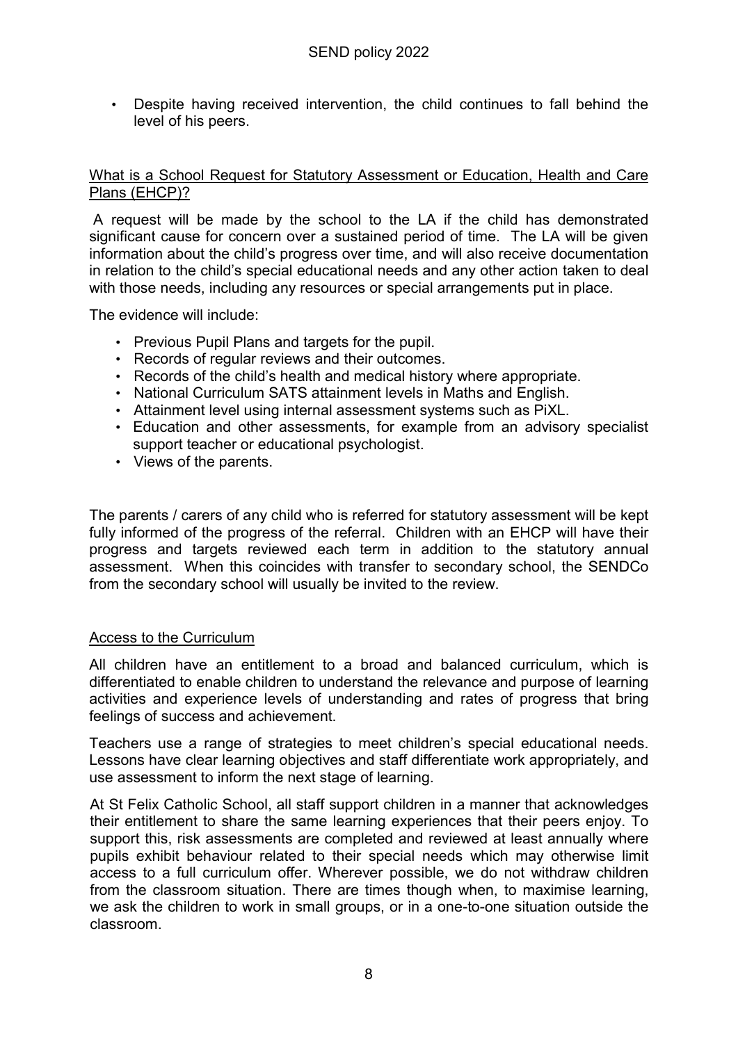- Despite having received intervention, the child continues to fall behind the level of his peers.

## What is a School Request for Statutory Assessment or Education, Health and Care Plans (EHCP)?

A request will be made by the school to the LA if the child has demonstrated significant cause for concern over a sustained period of time. The LA will be given information about the child's progress over time, and will also receive documentation in relation to the child's special educational needs and any other action taken to deal with those needs, including any resources or special arrangements put in place.

The evidence will include:

- Previous Pupil Plans and targets for the pupil.
- Records of regular reviews and their outcomes.
- Records of the child's health and medical history where appropriate.
- National Curriculum SATS attainment levels in Maths and English.
- Attainment level using internal assessment systems such as PiXL.
- Education and other assessments, for example from an advisory specialist support teacher or educational psychologist.
- Views of the parents.

The parents / carers of any child who is referred for statutory assessment will be kept fully informed of the progress of the referral. Children with an EHCP will have their progress and targets reviewed each term in addition to the statutory annual assessment. When this coincides with transfer to secondary school, the SENDCo from the secondary school will usually be invited to the review.

## Access to the Curriculum

All children have an entitlement to a broad and balanced curriculum, which is differentiated to enable children to understand the relevance and purpose of learning activities and experience levels of understanding and rates of progress that bring feelings of success and achievement.

Teachers use a range of strategies to meet children's special educational needs. Lessons have clear learning objectives and staff differentiate work appropriately, and use assessment to inform the next stage of learning.

At St Felix Catholic School, all staff support children in a manner that acknowledges their entitlement to share the same learning experiences that their peers enjoy. To support this, risk assessments are completed and reviewed at least annually where pupils exhibit behaviour related to their special needs which may otherwise limit access to a full curriculum offer. Wherever possible, we do not withdraw children from the classroom situation. There are times though when, to maximise learning, we ask the children to work in small groups, or in a one-to-one situation outside the classroom.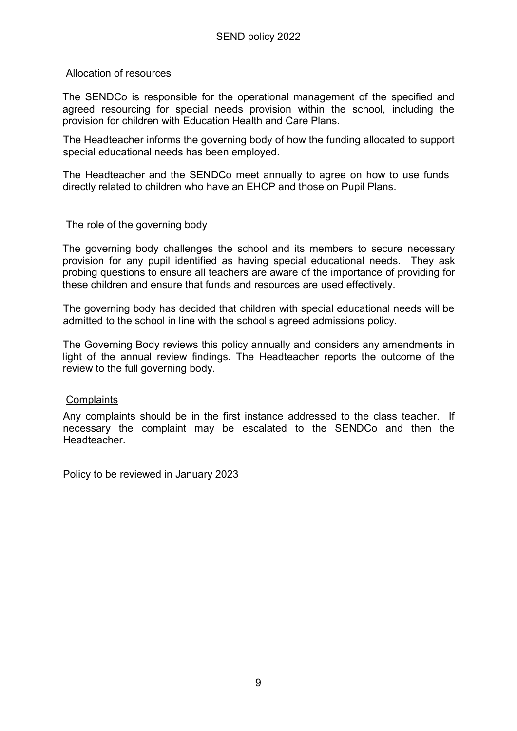## Allocation of resources

The SENDCo is responsible for the operational management of the specified and agreed resourcing for special needs provision within the school, including the provision for children with Education Health and Care Plans.

The Headteacher informs the governing body of how the funding allocated to support special educational needs has been employed.

The Headteacher and the SENDCo meet annually to agree on how to use funds directly related to children who have an EHCP and those on Pupil Plans.

## The role of the governing body

The governing body challenges the school and its members to secure necessary provision for any pupil identified as having special educational needs. They ask probing questions to ensure all teachers are aware of the importance of providing for these children and ensure that funds and resources are used effectively.

The governing body has decided that children with special educational needs will be admitted to the school in line with the school's agreed admissions policy.

The Governing Body reviews this policy annually and considers any amendments in light of the annual review findings. The Headteacher reports the outcome of the review to the full governing body.

## Complaints

Any complaints should be in the first instance addressed to the class teacher. If necessary the complaint may be escalated to the SENDCo and then the Headteacher.

Policy to be reviewed in January 2023